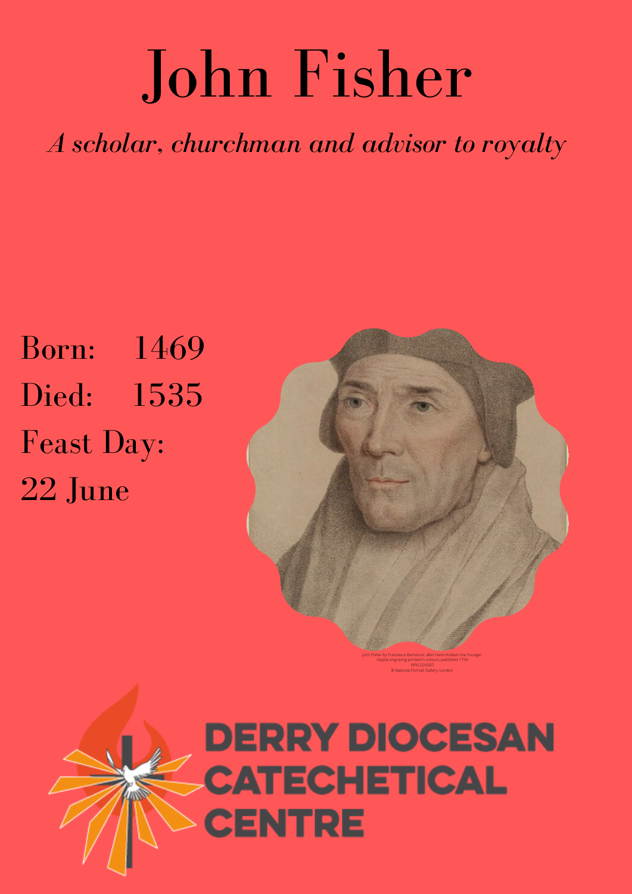# John Fisher

*A scholar, churchman and advisor to royalty*

Born: 1469

Died: 1535

Feast Day:

22 June

John Fisher by Francesco Bartolozzi, after Hans Holbein the Younger
stipple engraving printed in colours, published 1793
NPG D24307
© National Portrait Gallery, London

DERRY DIOCESAN CATECHETICAL CENTRE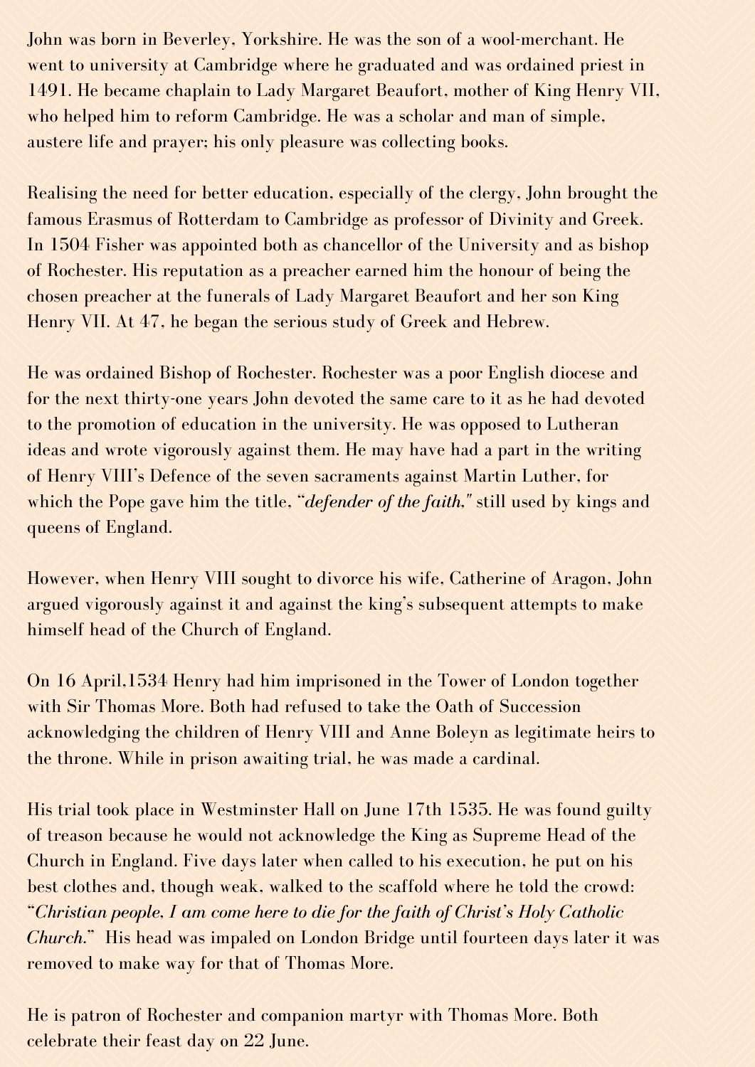John was born in Beverley, Yorkshire. He was the son of a wool-merchant. He went to university at Cambridge where he graduated and was ordained priest in 1491. He became chaplain to Lady Margaret Beaufort, mother of King Henry VII, who helped him to reform Cambridge. He was a scholar and man of simple, austere life and prayer; his only pleasure was collecting books.

Realising the need for better education, especially of the clergy, John brought the famous Erasmus of Rotterdam to Cambridge as professor of Divinity and Greek. In 1504 Fisher was appointed both as chancellor of the University and as bishop of Rochester. His reputation as a preacher earned him the honour of being the chosen preacher at the funerals of Lady Margaret Beaufort and her son King Henry VII. At 47, he began the serious study of Greek and Hebrew.

He was ordained Bishop of Rochester. Rochester was a poor English diocese and for the next thirty-one years John devoted the same care to it as he had devoted to the promotion of education in the university. He was opposed to Lutheran ideas and wrote vigorously against them. He may have had a part in the writing of Henry VIII's Defence of the seven sacraments against Martin Luther, for which the Pope gave him the title, "*defender of the faith,*" still used by kings and queens of England.

However, when Henry VIII sought to divorce his wife, Catherine of Aragon, John argued vigorously against it and against the king's subsequent attempts to make himself head of the Church of England.

On 16 April,1534 Henry had him imprisoned in the Tower of London together with Sir Thomas More. Both had refused to take the Oath of Succession acknowledging the children of Henry VIII and Anne Boleyn as legitimate heirs to the throne. While in prison awaiting trial, he was made a cardinal.

His trial took place in Westminster Hall on June 17th 1535. He was found guilty of treason because he would not acknowledge the King as Supreme Head of the Church in England. Five days later when called to his execution, he put on his best clothes and, though weak, walked to the scaffold where he told the crowd: "*Christian people, I am come here to die for the faith of Christ's Holy Catholic Church.*" His head was impaled on London Bridge until fourteen days later it was removed to make way for that of Thomas More.

He is patron of Rochester and companion martyr with Thomas More. Both celebrate their feast day on 22 June.